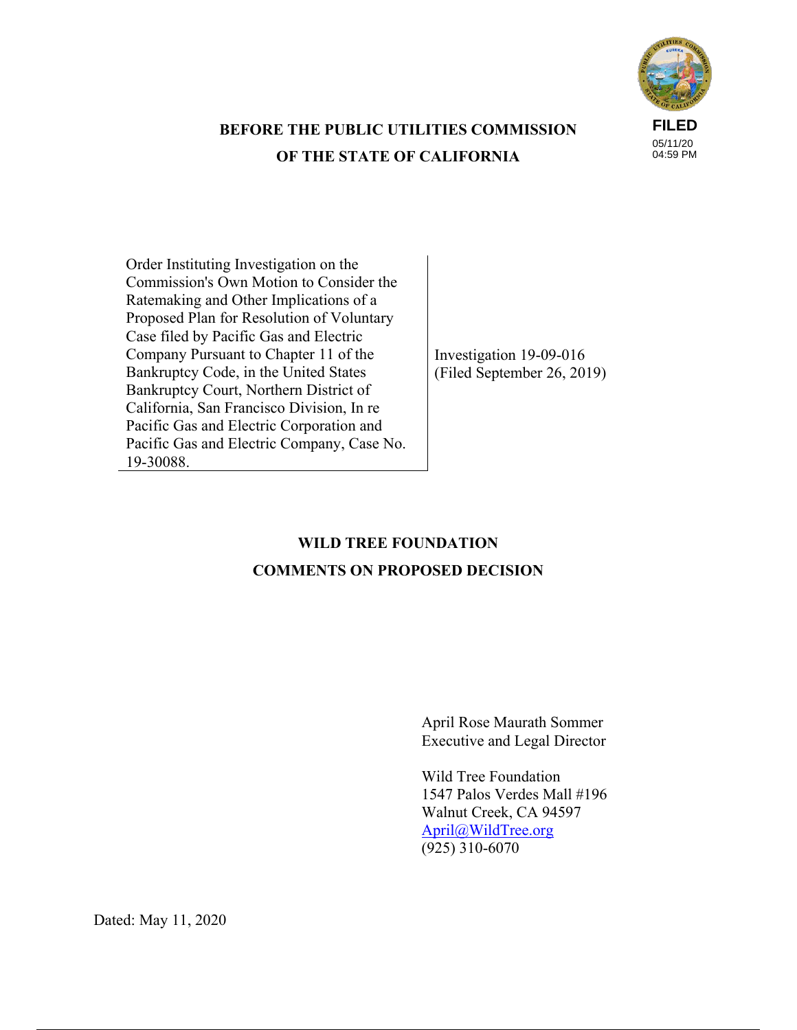FILED
05/11/20
04:59 PM

**BEFORE THE PUBLIC UTILITIES COMMISSION**
**OF THE STATE OF CALIFORNIA**

| | |
|---|---|
| Order Instituting Investigation on the Commission's Own Motion to Consider the Ratemaking and Other Implications of a Proposed Plan for Resolution of Voluntary Case filed by Pacific Gas and Electric Company Pursuant to Chapter 11 of the Bankruptcy Code, in the United States Bankruptcy Court, Northern District of California, San Francisco Division, In re Pacific Gas and Electric Corporation and Pacific Gas and Electric Company, Case No. 19-30088. | Investigation 19-09-016 (Filed September 26, 2019) |

**WILD TREE FOUNDATION**
**COMMENTS ON PROPOSED DECISION**

April Rose Maurath Sommer
Executive and Legal Director

Wild Tree Foundation
1547 Palos Verdes Mall #196
Walnut Creek, CA 94597
April@WildTree.org
(925) 310-6070

Dated: May 11, 2020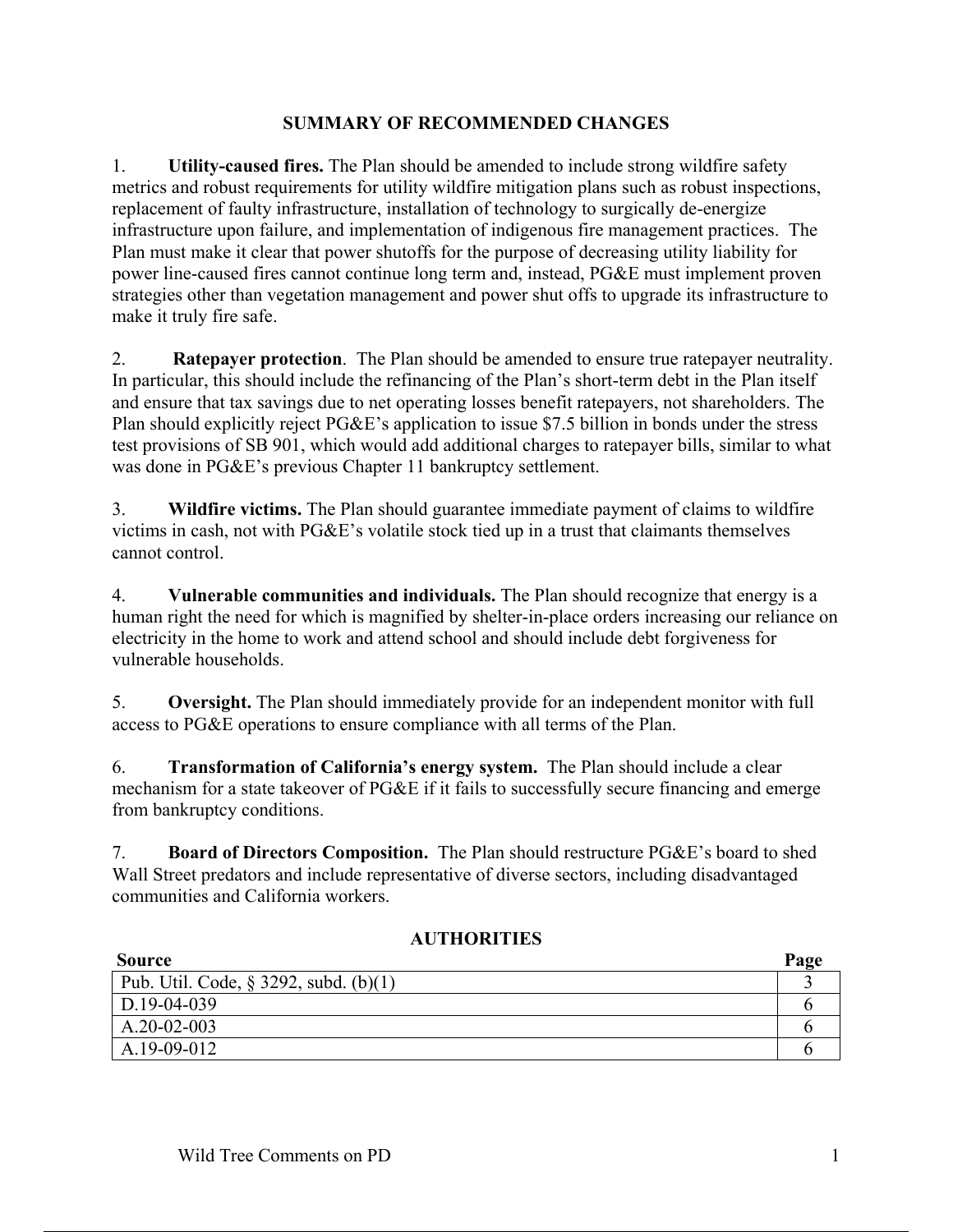## SUMMARY OF RECOMMENDED CHANGES

1. **Utility-caused fires.** The Plan should be amended to include strong wildfire safety metrics and robust requirements for utility wildfire mitigation plans such as robust inspections, replacement of faulty infrastructure, installation of technology to surgically de-energize infrastructure upon failure, and implementation of indigenous fire management practices. The Plan must make it clear that power shutoffs for the purpose of decreasing utility liability for power line-caused fires cannot continue long term and, instead, PG&E must implement proven strategies other than vegetation management and power shut offs to upgrade its infrastructure to make it truly fire safe.

2. **Ratepayer protection**. The Plan should be amended to ensure true ratepayer neutrality. In particular, this should include the refinancing of the Plan's short-term debt in the Plan itself and ensure that tax savings due to net operating losses benefit ratepayers, not shareholders. The Plan should explicitly reject PG&E's application to issue $7.5 billion in bonds under the stress test provisions of SB 901, which would add additional charges to ratepayer bills, similar to what was done in PG&E's previous Chapter 11 bankruptcy settlement.

3. **Wildfire victims.** The Plan should guarantee immediate payment of claims to wildfire victims in cash, not with PG&E's volatile stock tied up in a trust that claimants themselves cannot control.

4. **Vulnerable communities and individuals.** The Plan should recognize that energy is a human right the need for which is magnified by shelter-in-place orders increasing our reliance on electricity in the home to work and attend school and should include debt forgiveness for vulnerable households.

5. **Oversight.** The Plan should immediately provide for an independent monitor with full access to PG&E operations to ensure compliance with all terms of the Plan.

6. **Transformation of California's energy system.** The Plan should include a clear mechanism for a state takeover of PG&E if it fails to successfully secure financing and emerge from bankruptcy conditions.

7. **Board of Directors Composition.** The Plan should restructure PG&E's board to shed Wall Street predators and include representative of diverse sectors, including disadvantaged communities and California workers.

## AUTHORITIES

| Source | Page |
| --- | --- |
| Pub. Util. Code, § 3292, subd. (b)(1) | 3 |
| D.19-04-039 | 6 |
| A.20-02-003 | 6 |
| A.19-09-012 | 6 |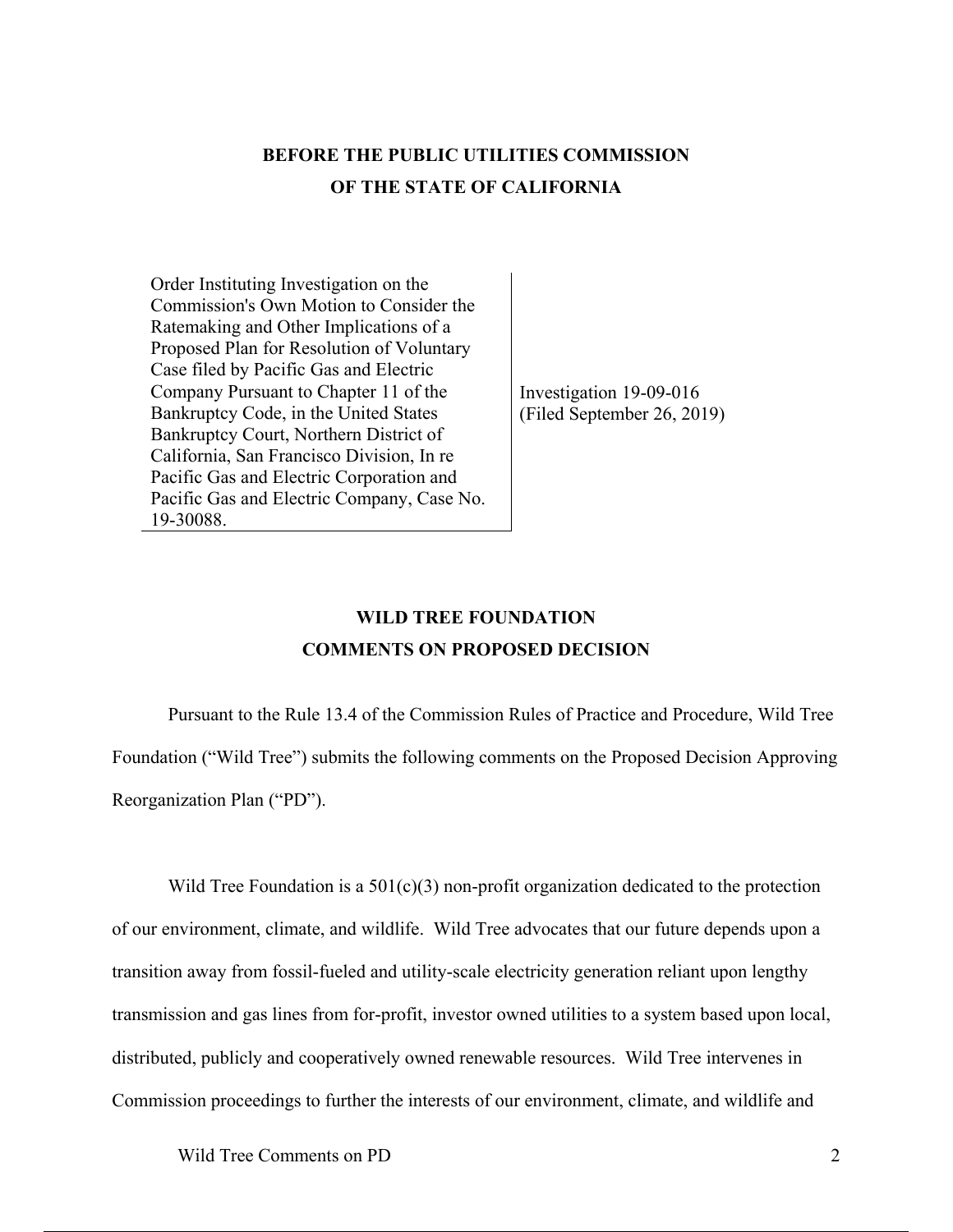**BEFORE THE PUBLIC UTILITIES COMMISSION**
**OF THE STATE OF CALIFORNIA**

| Order Instituting Investigation on the Commission's Own Motion to Consider the Ratemaking and Other Implications of a Proposed Plan for Resolution of Voluntary Case filed by Pacific Gas and Electric Company Pursuant to Chapter 11 of the Bankruptcy Code, in the United States Bankruptcy Court, Northern District of California, San Francisco Division, In re Pacific Gas and Electric Corporation and Pacific Gas and Electric Company, Case No. 19-30088. | Investigation 19-09-016 (Filed September 26, 2019) |
|---|---|

## WILD TREE FOUNDATION COMMENTS ON PROPOSED DECISION

Pursuant to the Rule 13.4 of the Commission Rules of Practice and Procedure, Wild Tree Foundation ("Wild Tree") submits the following comments on the Proposed Decision Approving Reorganization Plan ("PD").

Wild Tree Foundation is a 501(c)(3) non-profit organization dedicated to the protection of our environment, climate, and wildlife. Wild Tree advocates that our future depends upon a transition away from fossil-fueled and utility-scale electricity generation reliant upon lengthy transmission and gas lines from for-profit, investor owned utilities to a system based upon local, distributed, publicly and cooperatively owned renewable resources. Wild Tree intervenes in Commission proceedings to further the interests of our environment, climate, and wildlife and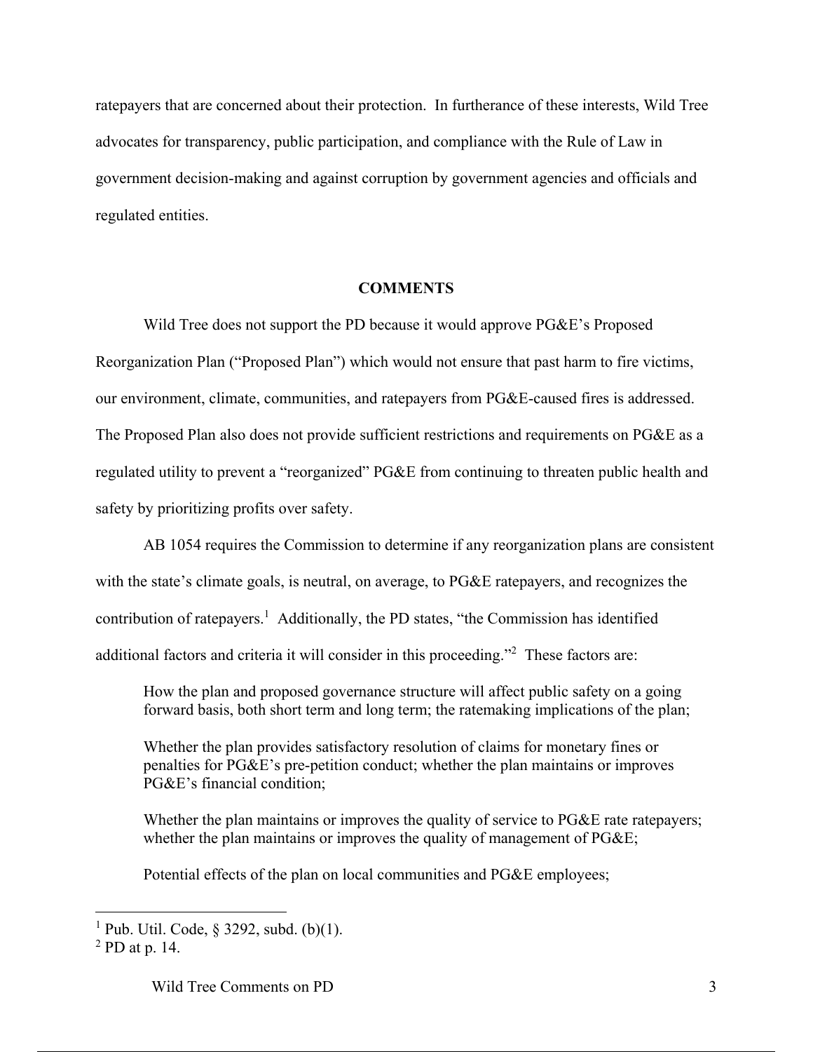ratepayers that are concerned about their protection. In furtherance of these interests, Wild Tree advocates for transparency, public participation, and compliance with the Rule of Law in government decision-making and against corruption by government agencies and officials and regulated entities.

## COMMENTS

Wild Tree does not support the PD because it would approve PG&E's Proposed Reorganization Plan ("Proposed Plan") which would not ensure that past harm to fire victims, our environment, climate, communities, and ratepayers from PG&E-caused fires is addressed. The Proposed Plan also does not provide sufficient restrictions and requirements on PG&E as a regulated utility to prevent a "reorganized" PG&E from continuing to threaten public health and safety by prioritizing profits over safety.

AB 1054 requires the Commission to determine if any reorganization plans are consistent with the state's climate goals, is neutral, on average, to PG&E ratepayers, and recognizes the contribution of ratepayers.[1] Additionally, the PD states, "the Commission has identified additional factors and criteria it will consider in this proceeding."[2] These factors are:

> How the plan and proposed governance structure will affect public safety on a going forward basis, both short term and long term; the ratemaking implications of the plan;
>
> Whether the plan provides satisfactory resolution of claims for monetary fines or penalties for PG&E's pre-petition conduct; whether the plan maintains or improves PG&E's financial condition;
>
> Whether the plan maintains or improves the quality of service to PG&E rate ratepayers; whether the plan maintains or improves the quality of management of PG&E;
>
> Potential effects of the plan on local communities and PG&E employees;

---

[1] Pub. Util. Code, § 3292, subd. (b)(1).

[2] PD at p. 14.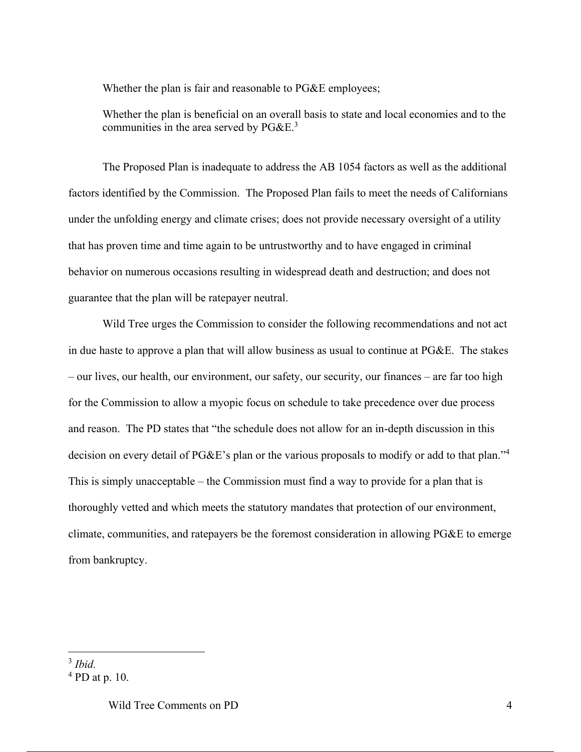Whether the plan is fair and reasonable to PG&E employees;

Whether the plan is beneficial on an overall basis to state and local economies and to the communities in the area served by PG&E.[3]

The Proposed Plan is inadequate to address the AB 1054 factors as well as the additional factors identified by the Commission. The Proposed Plan fails to meet the needs of Californians under the unfolding energy and climate crises; does not provide necessary oversight of a utility that has proven time and time again to be untrustworthy and to have engaged in criminal behavior on numerous occasions resulting in widespread death and destruction; and does not guarantee that the plan will be ratepayer neutral.

Wild Tree urges the Commission to consider the following recommendations and not act in due haste to approve a plan that will allow business as usual to continue at PG&E. The stakes – our lives, our health, our environment, our safety, our security, our finances – are far too high for the Commission to allow a myopic focus on schedule to take precedence over due process and reason. The PD states that "the schedule does not allow for an in-depth discussion in this decision on every detail of PG&E's plan or the various proposals to modify or add to that plan."[4] This is simply unacceptable – the Commission must find a way to provide for a plan that is thoroughly vetted and which meets the statutory mandates that protection of our environment, climate, communities, and ratepayers be the foremost consideration in allowing PG&E to emerge from bankruptcy.

---

[3] *Ibid.*

[4] PD at p. 10.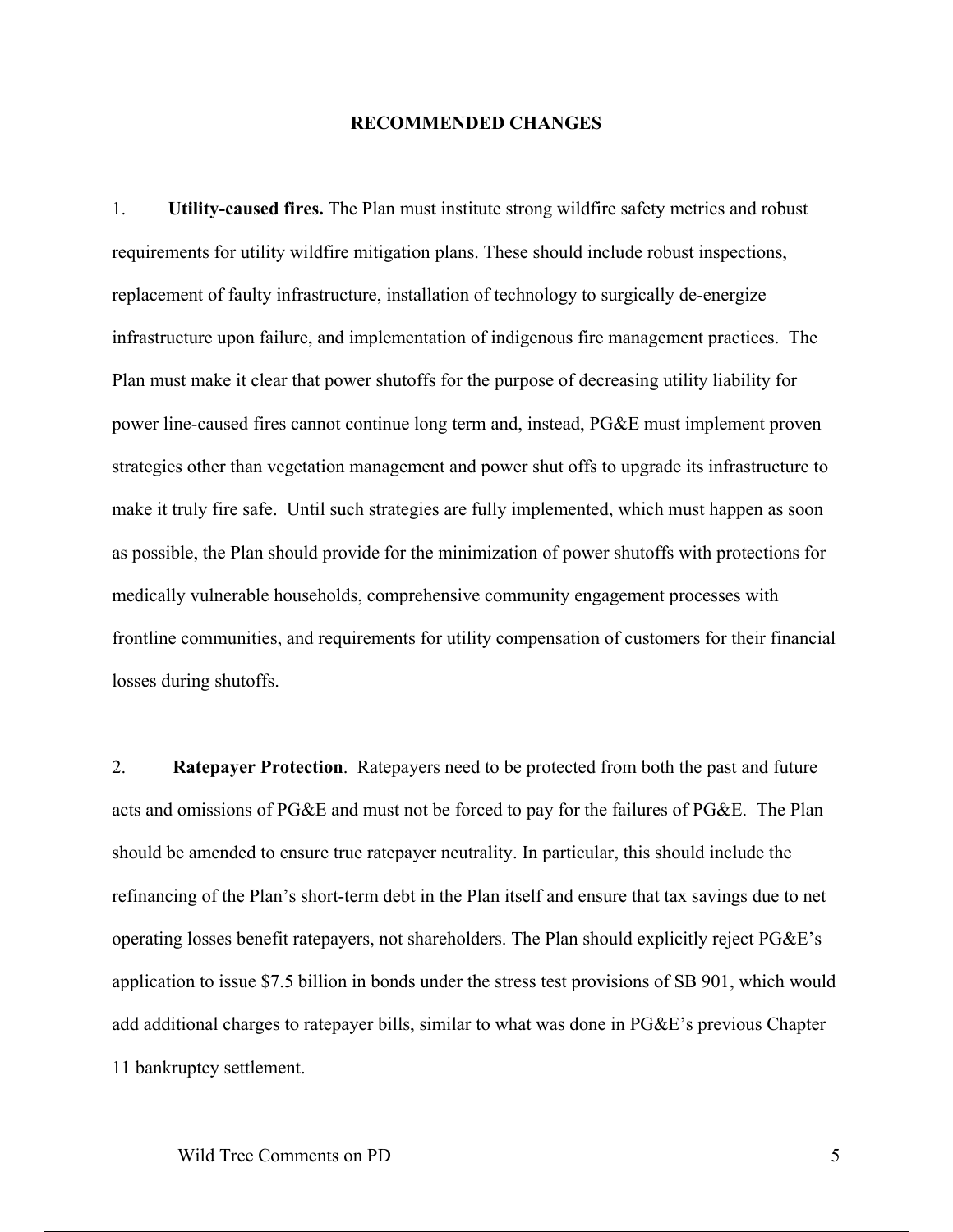## RECOMMENDED CHANGES

1. **Utility-caused fires.** The Plan must institute strong wildfire safety metrics and robust requirements for utility wildfire mitigation plans. These should include robust inspections, replacement of faulty infrastructure, installation of technology to surgically de-energize infrastructure upon failure, and implementation of indigenous fire management practices. The Plan must make it clear that power shutoffs for the purpose of decreasing utility liability for power line-caused fires cannot continue long term and, instead, PG&E must implement proven strategies other than vegetation management and power shut offs to upgrade its infrastructure to make it truly fire safe. Until such strategies are fully implemented, which must happen as soon as possible, the Plan should provide for the minimization of power shutoffs with protections for medically vulnerable households, comprehensive community engagement processes with frontline communities, and requirements for utility compensation of customers for their financial losses during shutoffs.

2. **Ratepayer Protection**. Ratepayers need to be protected from both the past and future acts and omissions of PG&E and must not be forced to pay for the failures of PG&E. The Plan should be amended to ensure true ratepayer neutrality. In particular, this should include the refinancing of the Plan's short-term debt in the Plan itself and ensure that tax savings due to net operating losses benefit ratepayers, not shareholders. The Plan should explicitly reject PG&E's application to issue $7.5 billion in bonds under the stress test provisions of SB 901, which would add additional charges to ratepayer bills, similar to what was done in PG&E's previous Chapter 11 bankruptcy settlement.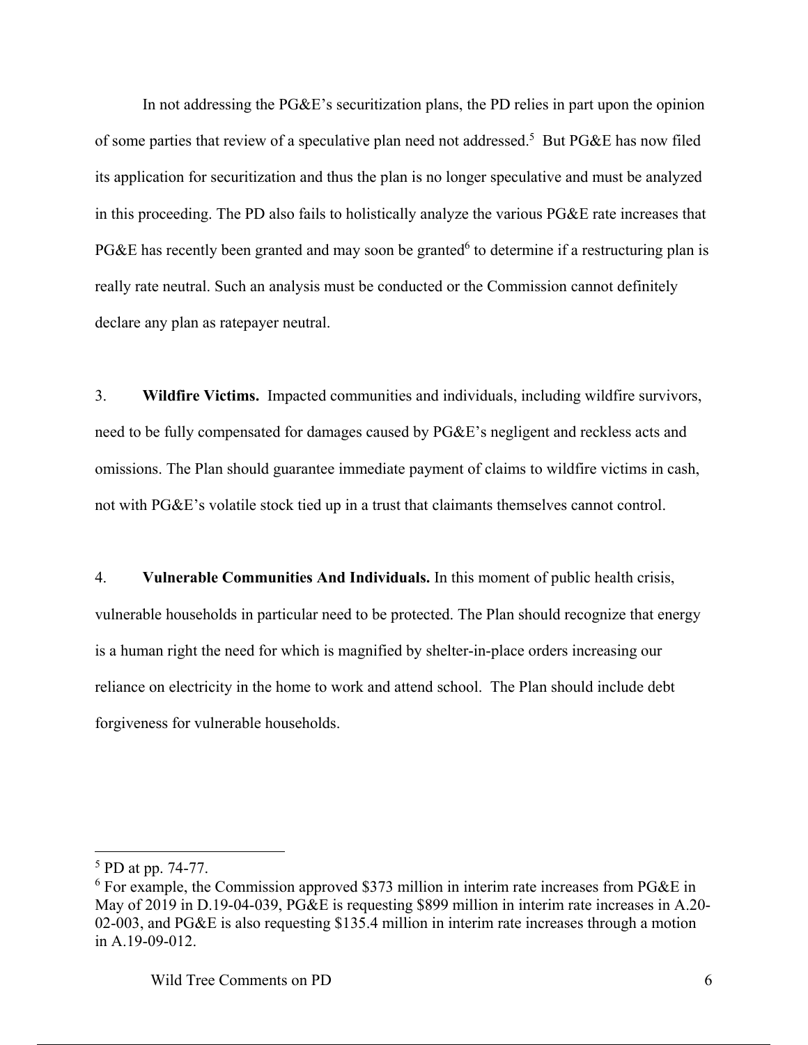In not addressing the PG&E's securitization plans, the PD relies in part upon the opinion of some parties that review of a speculative plan need not addressed.[5] But PG&E has now filed its application for securitization and thus the plan is no longer speculative and must be analyzed in this proceeding. The PD also fails to holistically analyze the various PG&E rate increases that PG&E has recently been granted and may soon be granted[6] to determine if a restructuring plan is really rate neutral. Such an analysis must be conducted or the Commission cannot definitely declare any plan as ratepayer neutral.

3. **Wildfire Victims.** Impacted communities and individuals, including wildfire survivors, need to be fully compensated for damages caused by PG&E's negligent and reckless acts and omissions. The Plan should guarantee immediate payment of claims to wildfire victims in cash, not with PG&E's volatile stock tied up in a trust that claimants themselves cannot control.

4. **Vulnerable Communities And Individuals.** In this moment of public health crisis, vulnerable households in particular need to be protected. The Plan should recognize that energy is a human right the need for which is magnified by shelter-in-place orders increasing our reliance on electricity in the home to work and attend school. The Plan should include debt forgiveness for vulnerable households.

---

[5] PD at pp. 74-77.

[6] For example, the Commission approved $373 million in interim rate increases from PG&E in May of 2019 in D.19-04-039, PG&E is requesting $899 million in interim rate increases in A.20-02-003, and PG&E is also requesting $135.4 million in interim rate increases through a motion in A.19-09-012.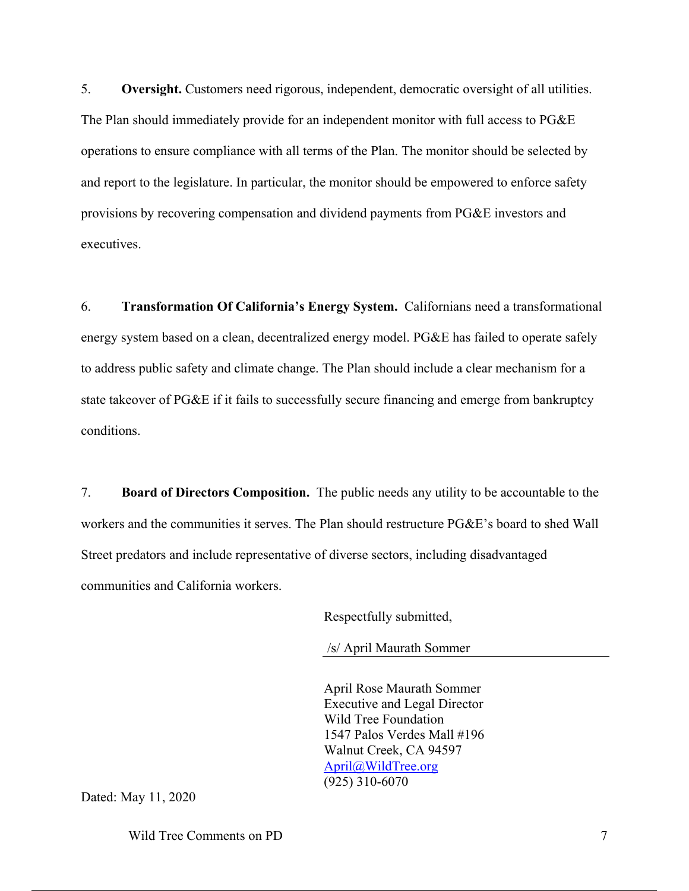5. **Oversight.** Customers need rigorous, independent, democratic oversight of all utilities. The Plan should immediately provide for an independent monitor with full access to PG&E operations to ensure compliance with all terms of the Plan. The monitor should be selected by and report to the legislature. In particular, the monitor should be empowered to enforce safety provisions by recovering compensation and dividend payments from PG&E investors and executives.

6. **Transformation Of California's Energy System.** Californians need a transformational energy system based on a clean, decentralized energy model. PG&E has failed to operate safely to address public safety and climate change. The Plan should include a clear mechanism for a state takeover of PG&E if it fails to successfully secure financing and emerge from bankruptcy conditions.

7. **Board of Directors Composition.** The public needs any utility to be accountable to the workers and the communities it serves. The Plan should restructure PG&E's board to shed Wall Street predators and include representative of diverse sectors, including disadvantaged communities and California workers.

Respectfully submitted,

/s/ April Maurath Sommer

April Rose Maurath Sommer
Executive and Legal Director
Wild Tree Foundation
1547 Palos Verdes Mall #196
Walnut Creek, CA 94597
April@WildTree.org
(925) 310-6070

Dated: May 11, 2020